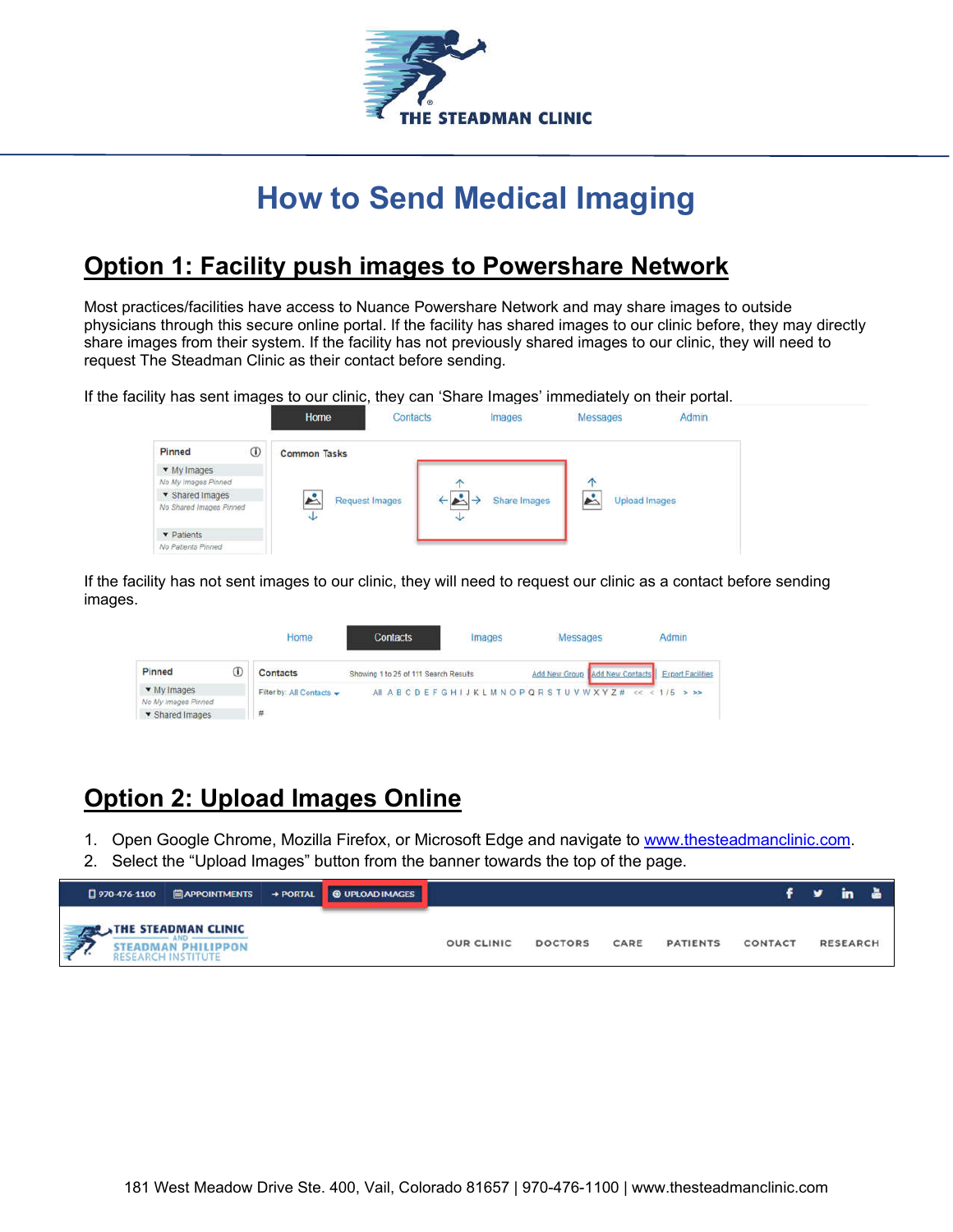# How to Send Medical Imaging

## Option 1: Facility push images to Powershare Network

Most practices/facilities have access to Nuance Powershare Network and may share images to outside physicians through this secure online portal. If the facility has shared images to our clinic before, they may directly share images from their system. If the facility has not previously shared images to our clinic, they will need to request The Steadman Clinic as their contact before sending.

If the facility has sent images to our clinic, they can 'Share Images' immediately on their portal.

If the facility has not sent images to our clinic, they will need to request our clinic as a contact before sending images.

## Option 2: Upload Images Online

1. Open Google Chrome, Mozilla Firefox, or Microsoft Edge and navigate to www.thesteadmanclinic.com.
2. Select the "Upload Images" button from the banner towards the top of the page.

181 West Meadow Drive Ste. 400, Vail, Colorado 81657 | 970-476-1100 | www.thesteadmanclinic.com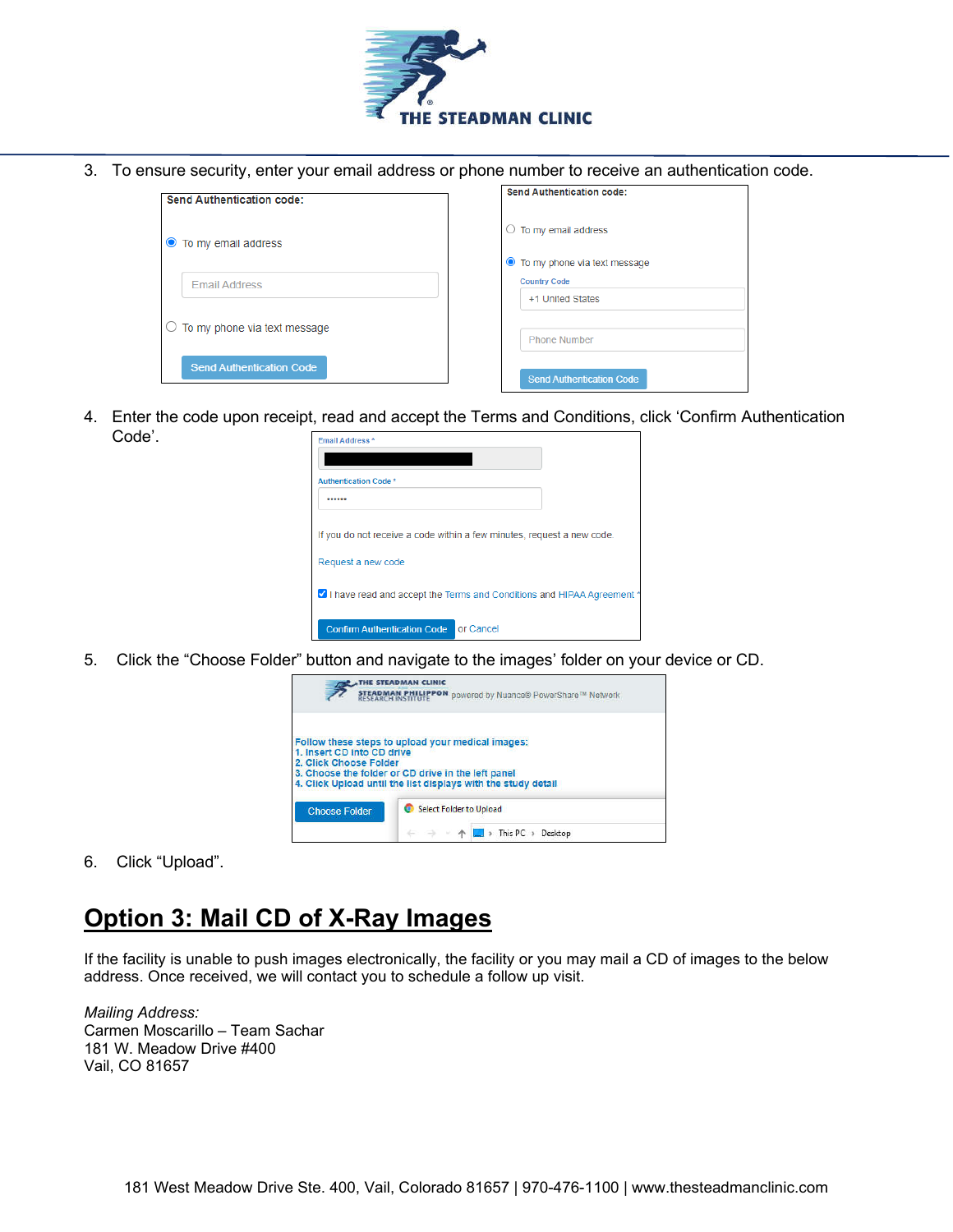3. To ensure security, enter your email address or phone number to receive an authentication code.

Send Authentication code:

To my email address

Email Address

To my phone via text message

Send Authentication Code

Send Authentication code:

To my email address

To my phone via text message

Country Code

+1 United States

Phone Number

Send Authentication Code

4. Enter the code upon receipt, read and accept the Terms and Conditions, click 'Confirm Authentication Code'.

Email Address *

Authentication Code *

If you do not receive a code within a few minutes, request a new code.

Request a new code

I have read and accept the Terms and Conditions and HIPAA Agreement *

Confirm Authentication Code or Cancel

5. Click the "Choose Folder" button and navigate to the images' folder on your device or CD.

THE STEADMAN CLINIC
STEADMAN PHILIPPON RESEARCH INSTITUTE powered by Nuance® PowerShare™ Network

Follow these steps to upload your medical images:
1. Insert CD into CD drive
2. Click Choose Folder
3. Choose the folder or CD drive in the left panel
4. Click Upload until the list displays with the study detail

Choose Folder

Select Folder to Upload

This PC › Desktop

6. Click "Upload".

## Option 3: Mail CD of X-Ray Images

If the facility is unable to push images electronically, the facility or you may mail a CD of images to the below address. Once received, we will contact you to schedule a follow up visit.

*Mailing Address:*
Carmen Moscarillo – Team Sachar
181 W. Meadow Drive #400
Vail, CO 81657